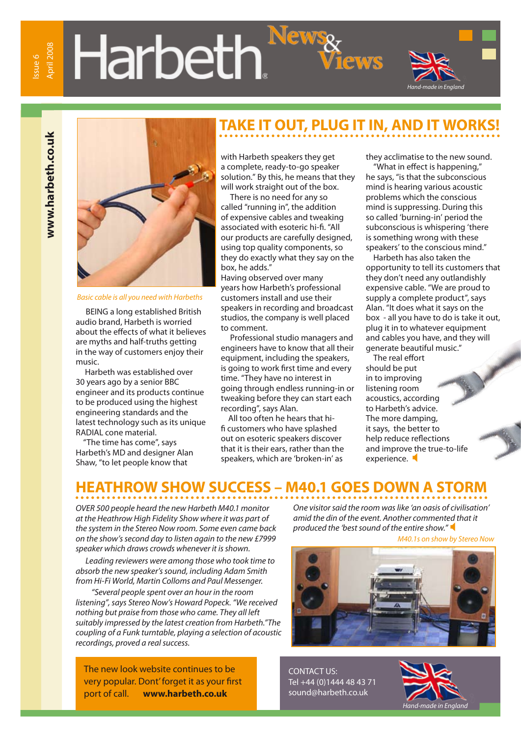# Harbeth News & Views

Issue 6 April 2008

Hand-made in England

www.harbeth.co.uk

## TAKE IT OUT, PLUG IT IN, AND IT WORKS!

*Basic cable is all you need with Harbeths*

BEING a long established British audio brand, Harbeth is worried about the effects of what it believes are myths and half-truths getting in the way of customers enjoy their music.

Harbeth was established over 30 years ago by a senior BBC engineer and its products continue to be produced using the highest engineering standards and the latest technology such as its unique RADIAL cone material.

"The time has come", says Harbeth's MD and designer Alan Shaw, "to let people know that with Harbeth speakers they get a complete, ready-to-go speaker solution." By this, he means that they will work straight out of the box.

There is no need for any so called "running in", the addition of expensive cables and tweaking associated with esoteric hi-fi. "All our products are carefully designed, using top quality components, so they do exactly what they say on the box, he adds."

Having observed over many years how Harbeth's professional customers install and use their speakers in recording and broadcast studios, the company is well placed to comment.

Professional studio managers and engineers have to know that all their equipment, including the speakers, is going to work first time and every time. "They have no interest in going through endless running-in or tweaking before they can start each recording", says Alan.

All too often he hears that hi-fi customers who have splashed out on esoteric speakers discover that it is their ears, rather than the speakers, which are 'broken-in' as they acclimatise to the new sound.

"What in effect is happening," he says, "is that the subconscious mind is hearing various acoustic problems which the conscious mind is suppressing. During this so called 'burning-in' period the subconscious is whispering 'there is something wrong with these speakers' to the conscious mind."

Harbeth has also taken the opportunity to tell its customers that they don't need any outlandishly expensive cable. "We are proud to supply a complete product", says Alan. "It does what it says on the box - all you have to do is take it out, plug it in to whatever equipment and cables you have, and they will generate beautiful music."

The real effort should be put in to improving listening room acoustics, according to Harbeth's advice. The more damping, it says, the better to help reduce reflections and improve the true-to-life experience.

## HEATHROW SHOW SUCCESS – M40.1 GOES DOWN A STORM

*OVER 500 people heard the new Harbeth M40.1 monitor at the Heathrow High Fidelity Show where it was part of the system in the Stereo Now room. Some even came back on the show's second day to listen again to the new £7999 speaker which draws crowds whenever it is shown.*

*Leading reviewers were among those who took time to absorb the new speaker's sound, including Adam Smith from Hi-Fi World, Martin Colloms and Paul Messenger.*

*"Several people spent over an hour in the room listening", says Stereo Now's Howard Popeck. "We received nothing but praise from those who came. They all left suitably impressed by the latest creation from Harbeth."The coupling of a Funk turntable, playing a selection of acoustic recordings, proved a real success.*

*One visitor said the room was like 'an oasis of civilisation' amid the din of the event. Another commented that it produced the 'best sound of the entire show."*

*M40.1s on show by Stereo Now*

The new look website continues to be very popular. Dont' forget it as your first port of call. **www.harbeth.co.uk**

CONTACT US:
Tel +44 (0)1444 48 43 71
sound@harbeth.co.uk

Hand-made in England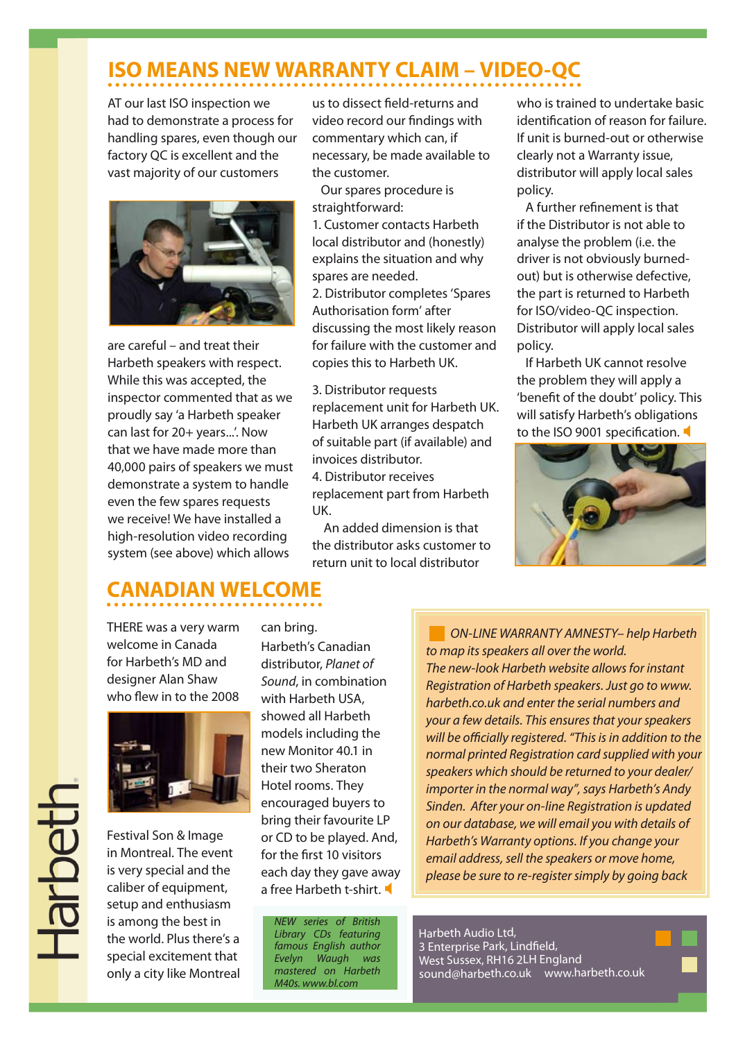## ISO MEANS NEW WARRANTY CLAIM – VIDEO-QC

AT our last ISO inspection we had to demonstrate a process for handling spares, even though our factory QC is excellent and the vast majority of our customers are careful – and treat their Harbeth speakers with respect. While this was accepted, the inspector commented that as we proudly say 'a Harbeth speaker can last for 20+ years...'. Now that we have made more than 40,000 pairs of speakers we must demonstrate a system to handle even the few spares requests we receive! We have installed a high-resolution video recording system (see above) which allows us to dissect field-returns and video record our findings with commentary which can, if necessary, be made available to the customer.

Our spares procedure is straightforward:

1. Customer contacts Harbeth local distributor and (honestly) explains the situation and why spares are needed.
2. Distributor completes 'Spares Authorisation form' after discussing the most likely reason for failure with the customer and copies this to Harbeth UK.
3. Distributor requests replacement unit for Harbeth UK. Harbeth UK arranges despatch of suitable part (if available) and invoices distributor.
4. Distributor receives replacement part from Harbeth UK.

An added dimension is that the distributor asks customer to return unit to local distributor who is trained to undertake basic identification of reason for failure. If unit is burned-out or otherwise clearly not a Warranty issue, distributor will apply local sales policy.

A further refinement is that if the Distributor is not able to analyse the problem (i.e. the driver is not obviously burned-out) but is otherwise defective, the part is returned to Harbeth for ISO/video-QC inspection. Distributor will apply local sales policy.

If Harbeth UK cannot resolve the problem they will apply a 'benefit of the doubt' policy. This will satisfy Harbeth's obligations to the ISO 9001 specification.

## CANADIAN WELCOME

THERE was a very warm welcome in Canada for Harbeth's MD and designer Alan Shaw who flew in to the 2008 Festival Son & Image in Montreal. The event is very special and the caliber of equipment, setup and enthusiasm is among the best in the world. Plus there's a special excitement that only a city like Montreal can bring.

Harbeth's Canadian distributor, *Planet of Sound*, in combination with Harbeth USA, showed all Harbeth models including the new Monitor 40.1 in their two Sheraton Hotel rooms. They encouraged buyers to bring their favourite LP or CD to be played. And, for the first 10 visitors each day they gave away a free Harbeth t-shirt.

*NEW series of British Library CDs featuring famous English author Evelyn Waugh was mastered on Harbeth M40s. www.bl.com*

*ON-LINE WARRANTY AMNESTY– help Harbeth to map its speakers all over the world. The new-look Harbeth website allows for instant Registration of Harbeth speakers. Just go to www.harbeth.co.uk and enter the serial numbers and your a few details. This ensures that your speakers will be officially registered. "This is in addition to the normal printed Registration card supplied with your speakers which should be returned to your dealer/importer in the normal way", says Harbeth's Andy Sinden. After your on-line Registration is updated on our database, we will email you with details of Harbeth's Warranty options. If you change your email address, sell the speakers or move home, please be sure to re-register simply by going back*

Harbeth Audio Ltd,
3 Enterprise Park, Lindfield,
West Sussex, RH16 2LH England
sound@harbeth.co.uk www.harbeth.co.uk